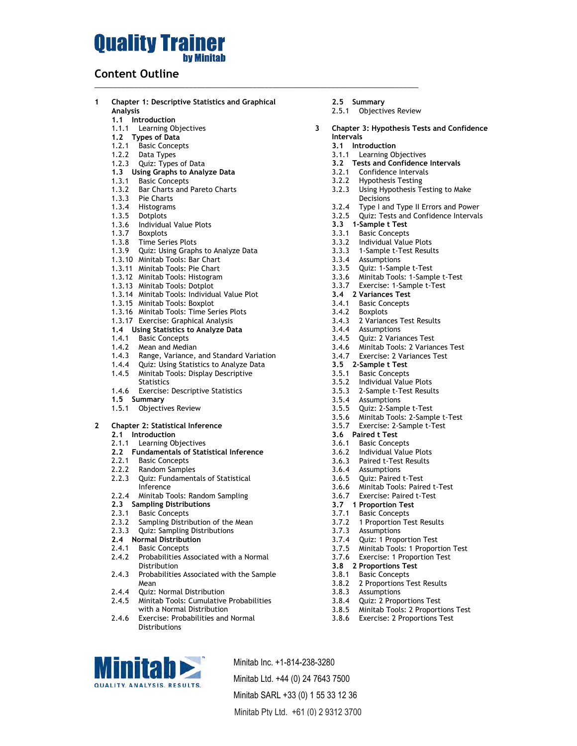# Quality Trainer by Minitab

## Content Outline

**1 Chapter 1: Descriptive Statistics and Graphical Analysis**

**1.1 Introduction**
1.1.1 Learning Objectives

**1.2 Types of Data**
1.2.1 Basic Concepts
1.2.2 Data Types
1.2.3 Quiz: Types of Data

**1.3 Using Graphs to Analyze Data**
1.3.1 Basic Concepts
1.3.2 Bar Charts and Pareto Charts
1.3.3 Pie Charts
1.3.4 Histograms
1.3.5 Dotplots
1.3.6 Individual Value Plots
1.3.7 Boxplots
1.3.8 Time Series Plots
1.3.9 Quiz: Using Graphs to Analyze Data
1.3.10 Minitab Tools: Bar Chart
1.3.11 Minitab Tools: Pie Chart
1.3.12 Minitab Tools: Histogram
1.3.13 Minitab Tools: Dotplot
1.3.14 Minitab Tools: Individual Value Plot
1.3.15 Minitab Tools: Boxplot
1.3.16 Minitab Tools: Time Series Plots
1.3.17 Exercise: Graphical Analysis

**1.4 Using Statistics to Analyze Data**
1.4.1 Basic Concepts
1.4.2 Mean and Median
1.4.3 Range, Variance, and Standard Variation
1.4.4 Quiz: Using Statistics to Analyze Data
1.4.5 Minitab Tools: Display Descriptive Statistics
1.4.6 Exercise: Descriptive Statistics

**1.5 Summary**
1.5.1 Objectives Review

**2 Chapter 2: Statistical Inference**

**2.1 Introduction**
2.1.1 Learning Objectives

**2.2 Fundamentals of Statistical Inference**
2.2.1 Basic Concepts
2.2.2 Random Samples
2.2.3 Quiz: Fundamentals of Statistical Inference
2.2.4 Minitab Tools: Random Sampling

**2.3 Sampling Distributions**
2.3.1 Basic Concepts
2.3.2 Sampling Distribution of the Mean
2.3.3 Quiz: Sampling Distributions

**2.4 Normal Distribution**
2.4.1 Basic Concepts
2.4.2 Probabilities Associated with a Normal Distribution
2.4.3 Probabilities Associated with the Sample Mean
2.4.4 Quiz: Normal Distribution
2.4.5 Minitab Tools: Cumulative Probabilities with a Normal Distribution
2.4.6 Exercise: Probabilities and Normal Distributions

**2.5 Summary**
2.5.1 Objectives Review

**3 Chapter 3: Hypothesis Tests and Confidence Intervals**

**3.1 Introduction**
3.1.1 Learning Objectives

**3.2 Tests and Confidence Intervals**
3.2.1 Confidence Intervals
3.2.2 Hypothesis Testing
3.2.3 Using Hypothesis Testing to Make Decisions
3.2.4 Type I and Type II Errors and Power
3.2.5 Quiz: Tests and Confidence Intervals

**3.3 1-Sample t Test**
3.3.1 Basic Concepts
3.3.2 Individual Value Plots
3.3.3 1-Sample t-Test Results
3.3.4 Assumptions
3.3.5 Quiz: 1-Sample t-Test
3.3.6 Minitab Tools: 1-Sample t-Test
3.3.7 Exercise: 1-Sample t-Test

**3.4 2 Variances Test**
3.4.1 Basic Concepts
3.4.2 Boxplots
3.4.3 2 Variances Test Results
3.4.4 Assumptions
3.4.5 Quiz: 2 Variances Test
3.4.6 Minitab Tools: 2 Variances Test
3.4.7 Exercise: 2 Variances Test

**3.5 2-Sample t Test**
3.5.1 Basic Concepts
3.5.2 Individual Value Plots
3.5.3 2-Sample t-Test Results
3.5.4 Assumptions
3.5.5 Quiz: 2-Sample t-Test
3.5.6 Minitab Tools: 2-Sample t-Test
3.5.7 Exercise: 2-Sample t-Test

**3.6 Paired t Test**
3.6.1 Basic Concepts
3.6.2 Individual Value Plots
3.6.3 Paired t-Test Results
3.6.4 Assumptions
3.6.5 Quiz: Paired t-Test
3.6.6 Minitab Tools: Paired t-Test
3.6.7 Exercise: Paired t-Test

**3.7 1 Proportion Test**
3.7.1 Basic Concepts
3.7.2 1 Proportion Test Results
3.7.3 Assumptions
3.7.4 Quiz: 1 Proportion Test
3.7.5 Minitab Tools: 1 Proportion Test
3.7.6 Exercise: 1 Proportion Test

**3.8 2 Proportions Test**
3.8.1 Basic Concepts
3.8.2 2 Proportions Test Results
3.8.3 Assumptions
3.8.4 Quiz: 2 Proportions Test
3.8.5 Minitab Tools: 2 Proportions Test
3.8.6 Exercise: 2 Proportions Test

Minitab — QUALITY. ANALYSIS. RESULTS.

Minitab Inc. +1-814-238-3280
Minitab Ltd. +44 (0) 24 7643 7500
Minitab SARL +33 (0) 1 55 33 12 36
Minitab Pty Ltd. +61 (0) 2 9312 3700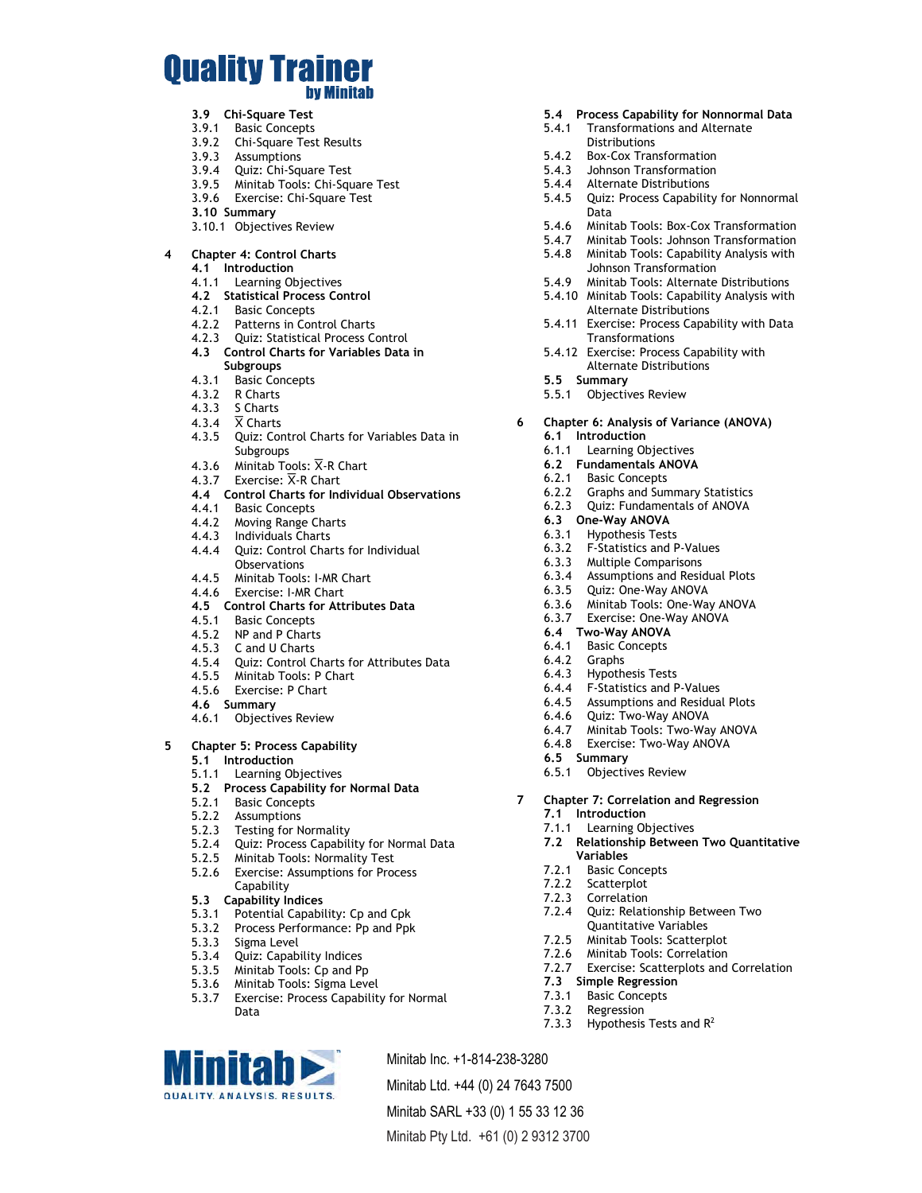- **3.9 Chi-Square Test**
  - 3.9.1 Basic Concepts
  - 3.9.2 Chi-Square Test Results
  - 3.9.3 Assumptions
  - 3.9.4 Quiz: Chi-Square Test
  - 3.9.5 Minitab Tools: Chi-Square Test
  - 3.9.6 Exercise: Chi-Square Test
- **3.10 Summary**
  - 3.10.1 Objectives Review

4 **Chapter 4: Control Charts**
- **4.1 Introduction**
  - 4.1.1 Learning Objectives
- **4.2 Statistical Process Control**
  - 4.2.1 Basic Concepts
  - 4.2.2 Patterns in Control Charts
  - 4.2.3 Quiz: Statistical Process Control
- **4.3 Control Charts for Variables Data in Subgroups**
  - 4.3.1 Basic Concepts
  - 4.3.2 R Charts
  - 4.3.3 S Charts
  - 4.3.4 $\overline{X}$ Charts
  - 4.3.5 Quiz: Control Charts for Variables Data in Subgroups
  - 4.3.6 Minitab Tools: $\overline{X}$-R Chart
  - 4.3.7 Exercise: $\overline{X}$-R Chart
- **4.4 Control Charts for Individual Observations**
  - 4.4.1 Basic Concepts
  - 4.4.2 Moving Range Charts
  - 4.4.3 Individuals Charts
  - 4.4.4 Quiz: Control Charts for Individual Observations
  - 4.4.5 Minitab Tools: I-MR Chart
  - 4.4.6 Exercise: I-MR Chart
- **4.5 Control Charts for Attributes Data**
  - 4.5.1 Basic Concepts
  - 4.5.2 NP and P Charts
  - 4.5.3 C and U Charts
  - 4.5.4 Quiz: Control Charts for Attributes Data
  - 4.5.5 Minitab Tools: P Chart
  - 4.5.6 Exercise: P Chart
- **4.6 Summary**
  - 4.6.1 Objectives Review

5 **Chapter 5: Process Capability**
- **5.1 Introduction**
  - 5.1.1 Learning Objectives
- **5.2 Process Capability for Normal Data**
  - 5.2.1 Basic Concepts
  - 5.2.2 Assumptions
  - 5.2.3 Testing for Normality
  - 5.2.4 Quiz: Process Capability for Normal Data
  - 5.2.5 Minitab Tools: Normality Test
  - 5.2.6 Exercise: Assumptions for Process Capability
- **5.3 Capability Indices**
  - 5.3.1 Potential Capability: Cp and Cpk
  - 5.3.2 Process Performance: Pp and Ppk
  - 5.3.3 Sigma Level
  - 5.3.4 Quiz: Capability Indices
  - 5.3.5 Minitab Tools: Cp and Pp
  - 5.3.6 Minitab Tools: Sigma Level
  - 5.3.7 Exercise: Process Capability for Normal Data
- **5.4 Process Capability for Nonnormal Data**
  - 5.4.1 Transformations and Alternate Distributions
  - 5.4.2 Box-Cox Transformation
  - 5.4.3 Johnson Transformation
  - 5.4.4 Alternate Distributions
  - 5.4.5 Quiz: Process Capability for Nonnormal Data
  - 5.4.6 Minitab Tools: Box-Cox Transformation
  - 5.4.7 Minitab Tools: Johnson Transformation
  - 5.4.8 Minitab Tools: Capability Analysis with Johnson Transformation
  - 5.4.9 Minitab Tools: Alternate Distributions
  - 5.4.10 Minitab Tools: Capability Analysis with Alternate Distributions
  - 5.4.11 Exercise: Process Capability with Data Transformations
  - 5.4.12 Exercise: Process Capability with Alternate Distributions
- **5.5 Summary**
  - 5.5.1 Objectives Review

6 **Chapter 6: Analysis of Variance (ANOVA)**
- **6.1 Introduction**
  - 6.1.1 Learning Objectives
- **6.2 Fundamentals ANOVA**
  - 6.2.1 Basic Concepts
  - 6.2.2 Graphs and Summary Statistics
  - 6.2.3 Quiz: Fundamentals of ANOVA
- **6.3 One-Way ANOVA**
  - 6.3.1 Hypothesis Tests
  - 6.3.2 F-Statistics and P-Values
  - 6.3.3 Multiple Comparisons
  - 6.3.4 Assumptions and Residual Plots
  - 6.3.5 Quiz: One-Way ANOVA
  - 6.3.6 Minitab Tools: One-Way ANOVA
  - 6.3.7 Exercise: One-Way ANOVA
- **6.4 Two-Way ANOVA**
  - 6.4.1 Basic Concepts
  - 6.4.2 Graphs
  - 6.4.3 Hypothesis Tests
  - 6.4.4 F-Statistics and P-Values
  - 6.4.5 Assumptions and Residual Plots
  - 6.4.6 Quiz: Two-Way ANOVA
  - 6.4.7 Minitab Tools: Two-Way ANOVA
  - 6.4.8 Exercise: Two-Way ANOVA
- **6.5 Summary**
  - 6.5.1 Objectives Review

7 **Chapter 7: Correlation and Regression**
- **7.1 Introduction**
  - 7.1.1 Learning Objectives
- **7.2 Relationship Between Two Quantitative Variables**
  - 7.2.1 Basic Concepts
  - 7.2.2 Scatterplot
  - 7.2.3 Correlation
  - 7.2.4 Quiz: Relationship Between Two Quantitative Variables
  - 7.2.5 Minitab Tools: Scatterplot
  - 7.2.6 Minitab Tools: Correlation
  - 7.2.7 Exercise: Scatterplots and Correlation
- **7.3 Simple Regression**
  - 7.3.1 Basic Concepts
  - 7.3.2 Regression
  - 7.3.3 Hypothesis Tests and $R^2$

Minitab Inc. +1-814-238-3280

Minitab Ltd. +44 (0) 24 7643 7500

Minitab SARL +33 (0) 1 55 33 12 36

Minitab Pty Ltd. +61 (0) 2 9312 3700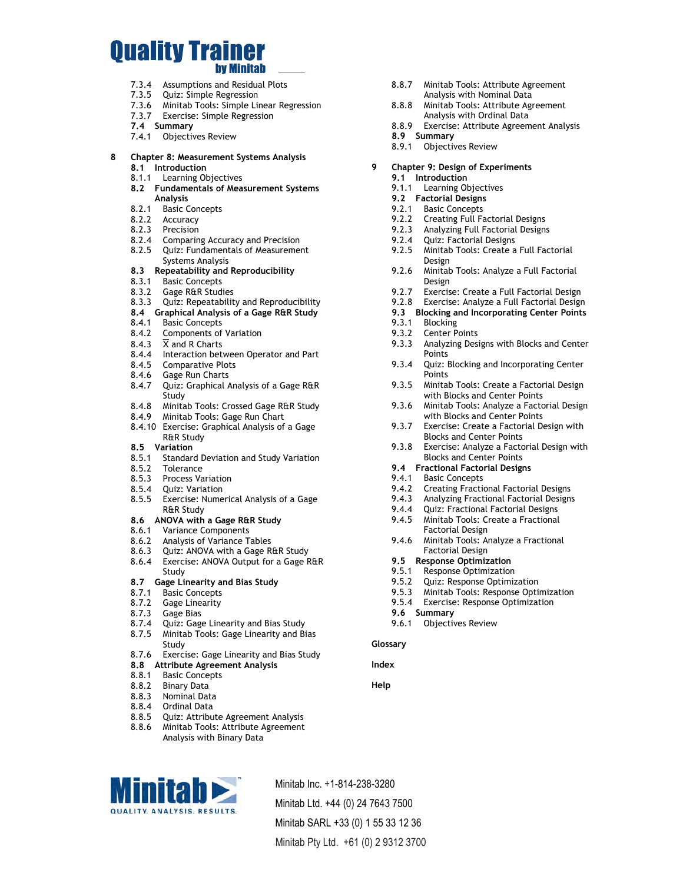7.3.4 Assumptions and Residual Plots
7.3.5 Quiz: Simple Regression
7.3.6 Minitab Tools: Simple Linear Regression
7.3.7 Exercise: Simple Regression
**7.4 Summary**
7.4.1 Objectives Review

**8 Chapter 8: Measurement Systems Analysis**
**8.1 Introduction**
8.1.1 Learning Objectives
**8.2 Fundamentals of Measurement Systems Analysis**
8.2.1 Basic Concepts
8.2.2 Accuracy
8.2.3 Precision
8.2.4 Comparing Accuracy and Precision
8.2.5 Quiz: Fundamentals of Measurement Systems Analysis
**8.3 Repeatability and Reproducibility**
8.3.1 Basic Concepts
8.3.2 Gage R&R Studies
8.3.3 Quiz: Repeatability and Reproducibility
**8.4 Graphical Analysis of a Gage R&R Study**
8.4.1 Basic Concepts
8.4.2 Components of Variation
8.4.3 $\bar{X}$ and R Charts
8.4.4 Interaction between Operator and Part
8.4.5 Comparative Plots
8.4.6 Gage Run Charts
8.4.7 Quiz: Graphical Analysis of a Gage R&R Study
8.4.8 Minitab Tools: Crossed Gage R&R Study
8.4.9 Minitab Tools: Gage Run Chart
8.4.10 Exercise: Graphical Analysis of a Gage R&R Study
**8.5 Variation**
8.5.1 Standard Deviation and Study Variation
8.5.2 Tolerance
8.5.3 Process Variation
8.5.4 Quiz: Variation
8.5.5 Exercise: Numerical Analysis of a Gage R&R Study
**8.6 ANOVA with a Gage R&R Study**
8.6.1 Variance Components
8.6.2 Analysis of Variance Tables
8.6.3 Quiz: ANOVA with a Gage R&R Study
8.6.4 Exercise: ANOVA Output for a Gage R&R Study
**8.7 Gage Linearity and Bias Study**
8.7.1 Basic Concepts
8.7.2 Gage Linearity
8.7.3 Gage Bias
8.7.4 Quiz: Gage Linearity and Bias Study
8.7.5 Minitab Tools: Gage Linearity and Bias Study
8.7.6 Exercise: Gage Linearity and Bias Study
**8.8 Attribute Agreement Analysis**
8.8.1 Basic Concepts
8.8.2 Binary Data
8.8.3 Nominal Data
8.8.4 Ordinal Data
8.8.5 Quiz: Attribute Agreement Analysis
8.8.6 Minitab Tools: Attribute Agreement Analysis with Binary Data
8.8.7 Minitab Tools: Attribute Agreement Analysis with Nominal Data
8.8.8 Minitab Tools: Attribute Agreement Analysis with Ordinal Data
8.8.9 Exercise: Attribute Agreement Analysis
**8.9 Summary**
8.9.1 Objectives Review

**9 Chapter 9: Design of Experiments**
**9.1 Introduction**
9.1.1 Learning Objectives
**9.2 Factorial Designs**
9.2.1 Basic Concepts
9.2.2 Creating Full Factorial Designs
9.2.3 Analyzing Full Factorial Designs
9.2.4 Quiz: Factorial Designs
9.2.5 Minitab Tools: Create a Full Factorial Design
9.2.6 Minitab Tools: Analyze a Full Factorial Design
9.2.7 Exercise: Create a Full Factorial Design
9.2.8 Exercise: Analyze a Full Factorial Design
**9.3 Blocking and Incorporating Center Points**
9.3.1 Blocking
9.3.2 Center Points
9.3.3 Analyzing Designs with Blocks and Center Points
9.3.4 Quiz: Blocking and Incorporating Center Points
9.3.5 Minitab Tools: Create a Factorial Design with Blocks and Center Points
9.3.6 Minitab Tools: Analyze a Factorial Design with Blocks and Center Points
9.3.7 Exercise: Create a Factorial Design with Blocks and Center Points
9.3.8 Exercise: Analyze a Factorial Design with Blocks and Center Points
**9.4 Fractional Factorial Designs**
9.4.1 Basic Concepts
9.4.2 Creating Fractional Factorial Designs
9.4.3 Analyzing Fractional Factorial Designs
9.4.4 Quiz: Fractional Factorial Designs
9.4.5 Minitab Tools: Create a Fractional Factorial Design
9.4.6 Minitab Tools: Analyze a Fractional Factorial Design
**9.5 Response Optimization**
9.5.1 Response Optimization
9.5.2 Quiz: Response Optimization
9.5.3 Minitab Tools: Response Optimization
9.5.4 Exercise: Response Optimization
**9.6 Summary**
9.6.1 Objectives Review

**Glossary**

**Index**

**Help**